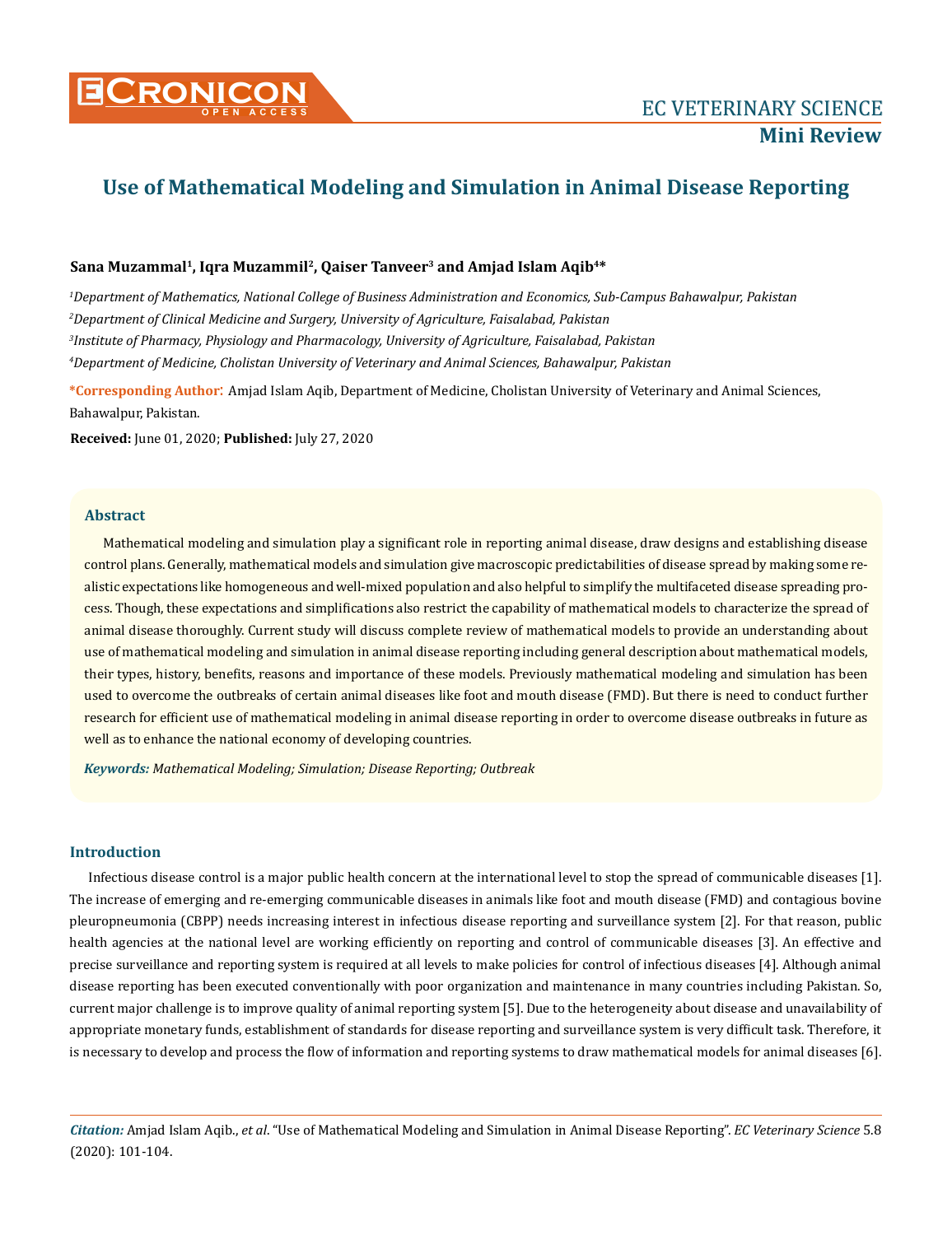Mini Review

# Use of Mathematical Modeling and Simulation in Animal Disease Reporting

**Sana Muzammal[1], Iqra Muzammil[2], Qaiser Tanveer[3] and Amjad Islam Aqib[4]***

*[1]Department of Mathematics, National College of Business Administration and Economics, Sub-Campus Bahawalpur, Pakistan*

*[2]Department of Clinical Medicine and Surgery, University of Agriculture, Faisalabad, Pakistan*

*[3]Institute of Pharmacy, Physiology and Pharmacology, University of Agriculture, Faisalabad, Pakistan*

*[4]Department of Medicine, Cholistan University of Veterinary and Animal Sciences, Bahawalpur, Pakistan*

**\*Corresponding Author:** Amjad Islam Aqib, Department of Medicine, Cholistan University of Veterinary and Animal Sciences, Bahawalpur, Pakistan.

**Received:** June 01, 2020; **Published:** July 27, 2020

## Abstract

Mathematical modeling and simulation play a significant role in reporting animal disease, draw designs and establishing disease control plans. Generally, mathematical models and simulation give macroscopic predictabilities of disease spread by making some realistic expectations like homogeneous and well-mixed population and also helpful to simplify the multifaceted disease spreading process. Though, these expectations and simplifications also restrict the capability of mathematical models to characterize the spread of animal disease thoroughly. Current study will discuss complete review of mathematical models to provide an understanding about use of mathematical modeling and simulation in animal disease reporting including general description about mathematical models, their types, history, benefits, reasons and importance of these models. Previously mathematical modeling and simulation has been used to overcome the outbreaks of certain animal diseases like foot and mouth disease (FMD). But there is need to conduct further research for efficient use of mathematical modeling in animal disease reporting in order to overcome disease outbreaks in future as well as to enhance the national economy of developing countries.

***Keywords:*** *Mathematical Modeling; Simulation; Disease Reporting; Outbreak*

## Introduction

Infectious disease control is a major public health concern at the international level to stop the spread of communicable diseases [1]. The increase of emerging and re-emerging communicable diseases in animals like foot and mouth disease (FMD) and contagious bovine pleuropneumonia (CBPP) needs increasing interest in infectious disease reporting and surveillance system [2]. For that reason, public health agencies at the national level are working efficiently on reporting and control of communicable diseases [3]. An effective and precise surveillance and reporting system is required at all levels to make policies for control of infectious diseases [4]. Although animal disease reporting has been executed conventionally with poor organization and maintenance in many countries including Pakistan. So, current major challenge is to improve quality of animal reporting system [5]. Due to the heterogeneity about disease and unavailability of appropriate monetary funds, establishment of standards for disease reporting and surveillance system is very difficult task. Therefore, it is necessary to develop and process the flow of information and reporting systems to draw mathematical models for animal diseases [6].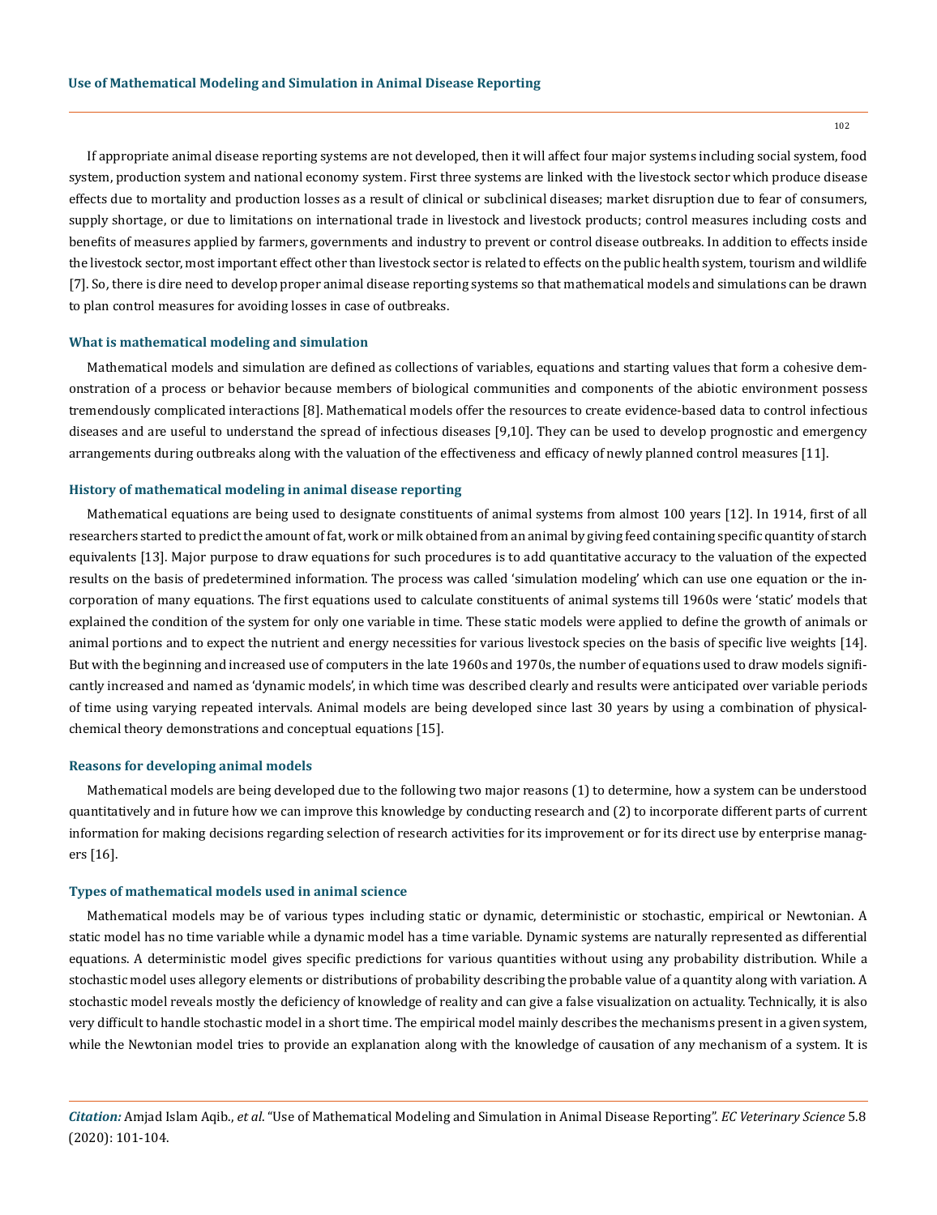If appropriate animal disease reporting systems are not developed, then it will affect four major systems including social system, food system, production system and national economy system. First three systems are linked with the livestock sector which produce disease effects due to mortality and production losses as a result of clinical or subclinical diseases; market disruption due to fear of consumers, supply shortage, or due to limitations on international trade in livestock and livestock products; control measures including costs and benefits of measures applied by farmers, governments and industry to prevent or control disease outbreaks. In addition to effects inside the livestock sector, most important effect other than livestock sector is related to effects on the public health system, tourism and wildlife [7]. So, there is dire need to develop proper animal disease reporting systems so that mathematical models and simulations can be drawn to plan control measures for avoiding losses in case of outbreaks.

### What is mathematical modeling and simulation

Mathematical models and simulation are defined as collections of variables, equations and starting values that form a cohesive demonstration of a process or behavior because members of biological communities and components of the abiotic environment possess tremendously complicated interactions [8]. Mathematical models offer the resources to create evidence-based data to control infectious diseases and are useful to understand the spread of infectious diseases [9,10]. They can be used to develop prognostic and emergency arrangements during outbreaks along with the valuation of the effectiveness and efficacy of newly planned control measures [11].

### History of mathematical modeling in animal disease reporting

Mathematical equations are being used to designate constituents of animal systems from almost 100 years [12]. In 1914, first of all researchers started to predict the amount of fat, work or milk obtained from an animal by giving feed containing specific quantity of starch equivalents [13]. Major purpose to draw equations for such procedures is to add quantitative accuracy to the valuation of the expected results on the basis of predetermined information. The process was called 'simulation modeling' which can use one equation or the incorporation of many equations. The first equations used to calculate constituents of animal systems till 1960s were 'static' models that explained the condition of the system for only one variable in time. These static models were applied to define the growth of animals or animal portions and to expect the nutrient and energy necessities for various livestock species on the basis of specific live weights [14]. But with the beginning and increased use of computers in the late 1960s and 1970s, the number of equations used to draw models significantly increased and named as 'dynamic models', in which time was described clearly and results were anticipated over variable periods of time using varying repeated intervals. Animal models are being developed since last 30 years by using a combination of physical-chemical theory demonstrations and conceptual equations [15].

### Reasons for developing animal models

Mathematical models are being developed due to the following two major reasons (1) to determine, how a system can be understood quantitatively and in future how we can improve this knowledge by conducting research and (2) to incorporate different parts of current information for making decisions regarding selection of research activities for its improvement or for its direct use by enterprise managers [16].

### Types of mathematical models used in animal science

Mathematical models may be of various types including static or dynamic, deterministic or stochastic, empirical or Newtonian. A static model has no time variable while a dynamic model has a time variable. Dynamic systems are naturally represented as differential equations. A deterministic model gives specific predictions for various quantities without using any probability distribution. While a stochastic model uses allegory elements or distributions of probability describing the probable value of a quantity along with variation. A stochastic model reveals mostly the deficiency of knowledge of reality and can give a false visualization on actuality. Technically, it is also very difficult to handle stochastic model in a short time. The empirical model mainly describes the mechanisms present in a given system, while the Newtonian model tries to provide an explanation along with the knowledge of causation of any mechanism of a system. It is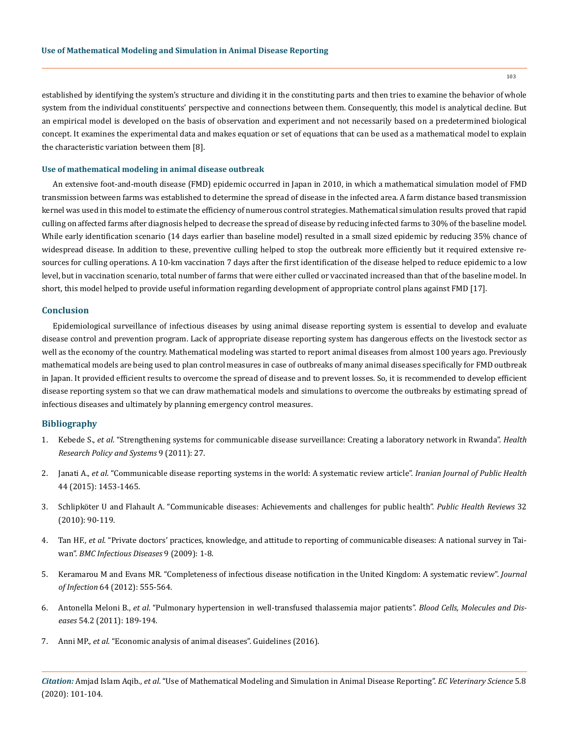established by identifying the system's structure and dividing it in the constituting parts and then tries to examine the behavior of whole system from the individual constituents' perspective and connections between them. Consequently, this model is analytical decline. But an empirical model is developed on the basis of observation and experiment and not necessarily based on a predetermined biological concept. It examines the experimental data and makes equation or set of equations that can be used as a mathematical model to explain the characteristic variation between them [8].

### Use of mathematical modeling in animal disease outbreak

An extensive foot-and-mouth disease (FMD) epidemic occurred in Japan in 2010, in which a mathematical simulation model of FMD transmission between farms was established to determine the spread of disease in the infected area. A farm distance based transmission kernel was used in this model to estimate the efficiency of numerous control strategies. Mathematical simulation results proved that rapid culling on affected farms after diagnosis helped to decrease the spread of disease by reducing infected farms to 30% of the baseline model. While early identification scenario (14 days earlier than baseline model) resulted in a small sized epidemic by reducing 35% chance of widespread disease. In addition to these, preventive culling helped to stop the outbreak more efficiently but it required extensive resources for culling operations. A 10-km vaccination 7 days after the first identification of the disease helped to reduce epidemic to a low level, but in vaccination scenario, total number of farms that were either culled or vaccinated increased than that of the baseline model. In short, this model helped to provide useful information regarding development of appropriate control plans against FMD [17].

## Conclusion

Epidemiological surveillance of infectious diseases by using animal disease reporting system is essential to develop and evaluate disease control and prevention program. Lack of appropriate disease reporting system has dangerous effects on the livestock sector as well as the economy of the country. Mathematical modeling was started to report animal diseases from almost 100 years ago. Previously mathematical models are being used to plan control measures in case of outbreaks of many animal diseases specifically for FMD outbreak in Japan. It provided efficient results to overcome the spread of disease and to prevent losses. So, it is recommended to develop efficient disease reporting system so that we can draw mathematical models and simulations to overcome the outbreaks by estimating spread of infectious diseases and ultimately by planning emergency control measures.

## Bibliography

1. Kebede S., *et al*. "Strengthening systems for communicable disease surveillance: Creating a laboratory network in Rwanda". *Health Research Policy and Systems* 9 (2011): 27.
2. Janati A., *et al*. "Communicable disease reporting systems in the world: A systematic review article". *Iranian Journal of Public Health* 44 (2015): 1453-1465.
3. Schlipköter U and Flahault A. "Communicable diseases: Achievements and challenges for public health". *Public Health Reviews* 32 (2010): 90-119.
4. Tan HF., *et al*. "Private doctors' practices, knowledge, and attitude to reporting of communicable diseases: A national survey in Taiwan". *BMC Infectious Diseases* 9 (2009): 1-8.
5. Keramarou M and Evans MR. "Completeness of infectious disease notification in the United Kingdom: A systematic review". *Journal of Infection* 64 (2012): 555-564.
6. Antonella Meloni B., *et al*. "Pulmonary hypertension in well-transfused thalassemia major patients". *Blood Cells, Molecules and Diseases* 54.2 (2011): 189-194.
7. Anni MP., *et al*. "Economic analysis of animal diseases". Guidelines (2016).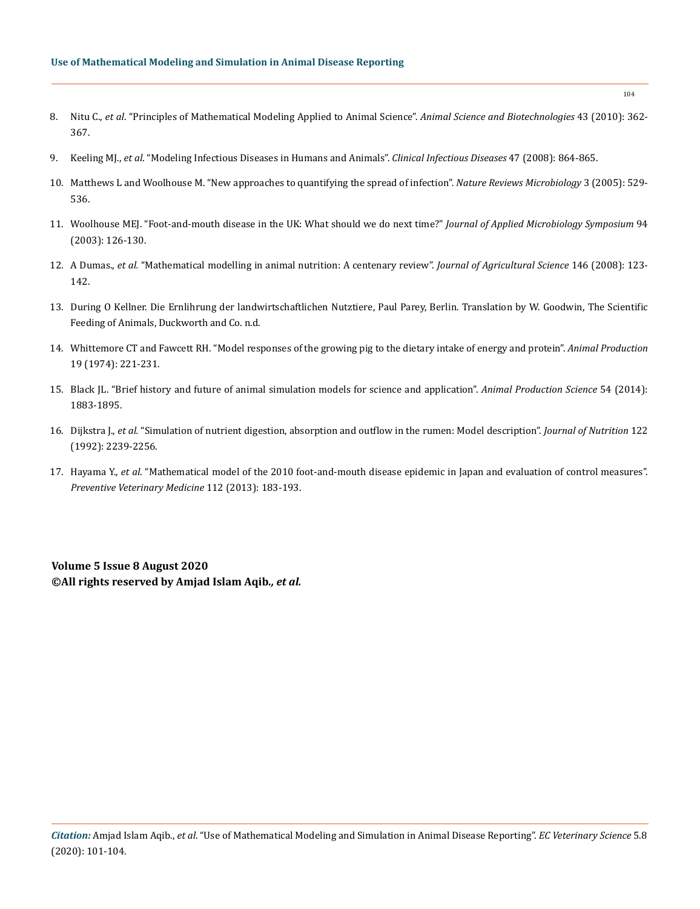8. Nitu C., *et al*. "Principles of Mathematical Modeling Applied to Animal Science". *Animal Science and Biotechnologies* 43 (2010): 362-367.

9. Keeling MJ., *et al*. "Modeling Infectious Diseases in Humans and Animals". *Clinical Infectious Diseases* 47 (2008): 864-865.

10. Matthews L and Woolhouse M. "New approaches to quantifying the spread of infection". *Nature Reviews Microbiology* 3 (2005): 529-536.

11. Woolhouse MEJ. "Foot-and-mouth disease in the UK: What should we do next time?" *Journal of Applied Microbiology Symposium* 94 (2003): 126-130.

12. A Dumas., *et al.* "Mathematical modelling in animal nutrition: A centenary review". *Journal of Agricultural Science* 146 (2008): 123-142.

13. During O Kellner. Die Ernlihrung der landwirtschaftlichen Nutztiere, Paul Parey, Berlin. Translation by W. Goodwin, The Scientific Feeding of Animals, Duckworth and Co. n.d.

14. Whittemore CT and Fawcett RH. "Model responses of the growing pig to the dietary intake of energy and protein". *Animal Production* 19 (1974): 221-231.

15. Black JL. "Brief history and future of animal simulation models for science and application". *Animal Production Science* 54 (2014): 1883-1895.

16. Dijkstra J., *et al.* "Simulation of nutrient digestion, absorption and outflow in the rumen: Model description". *Journal of Nutrition* 122 (1992): 2239-2256.

17. Hayama Y., *et al*. "Mathematical model of the 2010 foot-and-mouth disease epidemic in Japan and evaluation of control measures". *Preventive Veterinary Medicine* 112 (2013): 183-193.

**Volume 5 Issue 8 August 2020**
**©All rights reserved by Amjad Islam Aqib*., et al.***